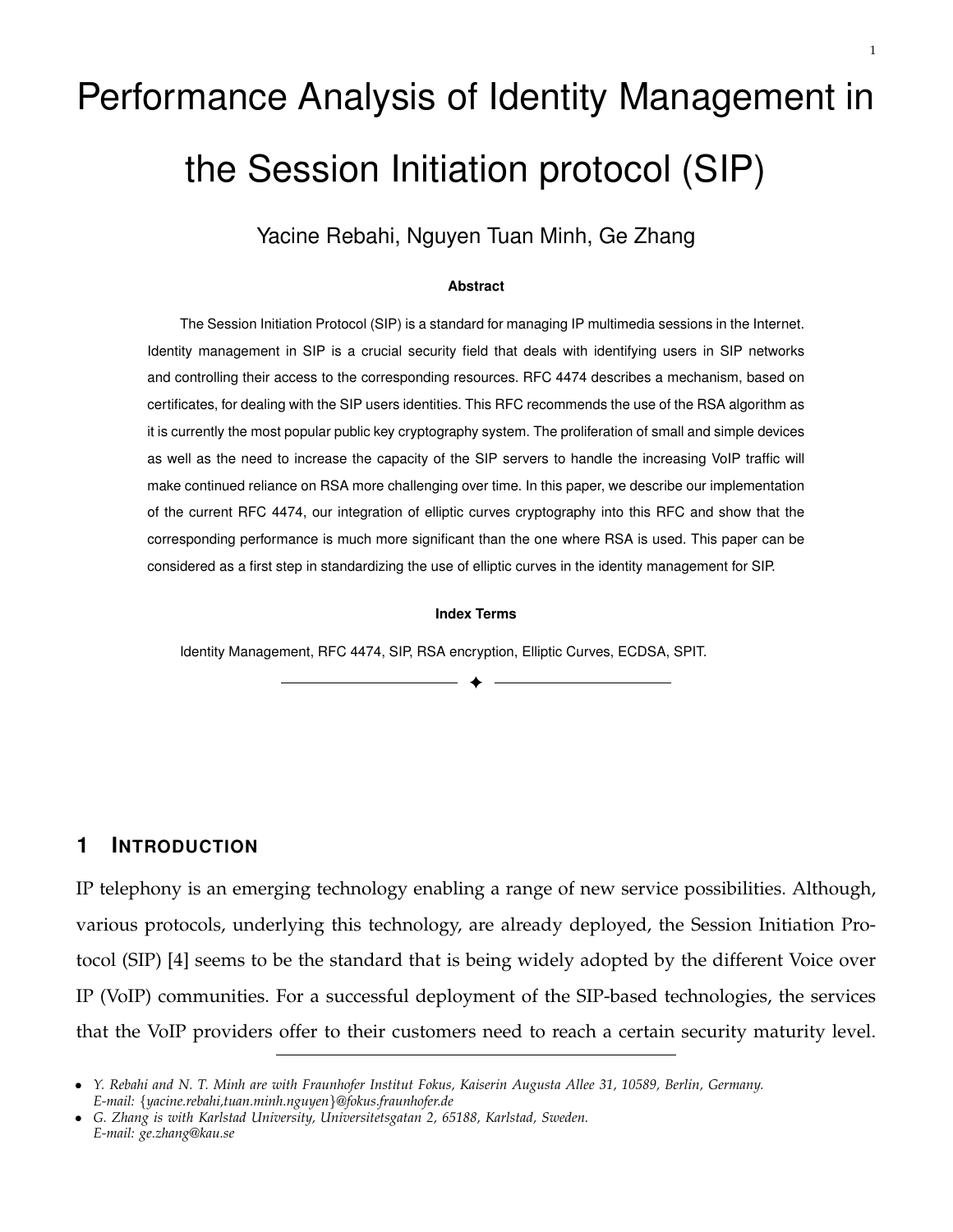# Performance Analysis of Identity Management in the Session Initiation protocol (SIP)

Yacine Rebahi, Nguyen Tuan Minh, Ge Zhang

**Abstract**

The Session Initiation Protocol (SIP) is a standard for managing IP multimedia sessions in the Internet. Identity management in SIP is a crucial security field that deals with identifying users in SIP networks and controlling their access to the corresponding resources. RFC 4474 describes a mechanism, based on certificates, for dealing with the SIP users identities. This RFC recommends the use of the RSA algorithm as it is currently the most popular public key cryptography system. The proliferation of small and simple devices as well as the need to increase the capacity of the SIP servers to handle the increasing VoIP traffic will make continued reliance on RSA more challenging over time. In this paper, we describe our implementation of the current RFC 4474, our integration of elliptic curves cryptography into this RFC and show that the corresponding performance is much more significant than the one where RSA is used. This paper can be considered as a first step in standardizing the use of elliptic curves in the identity management for SIP.

**Index Terms**

Identity Management, RFC 4474, SIP, RSA encryption, Elliptic Curves, ECDSA, SPIT.

## 1 Introduction

IP telephony is an emerging technology enabling a range of new service possibilities. Although, various protocols, underlying this technology, are already deployed, the Session Initiation Protocol (SIP) [4] seems to be the standard that is being widely adopted by the different Voice over IP (VoIP) communities. For a successful deployment of the SIP-based technologies, the services that the VoIP providers offer to their customers need to reach a certain security maturity level.

- *Y. Rebahi and N. T. Minh are with Fraunhofer Institut Fokus, Kaiserin Augusta Allee 31, 10589, Berlin, Germany. E-mail: {yacine.rebahi,tuan.minh.nguyen}@fokus.fraunhofer.de*
- *G. Zhang is with Karlstad University, Universitetsgatan 2, 65188, Karlstad, Sweden. E-mail: ge.zhang@kau.se*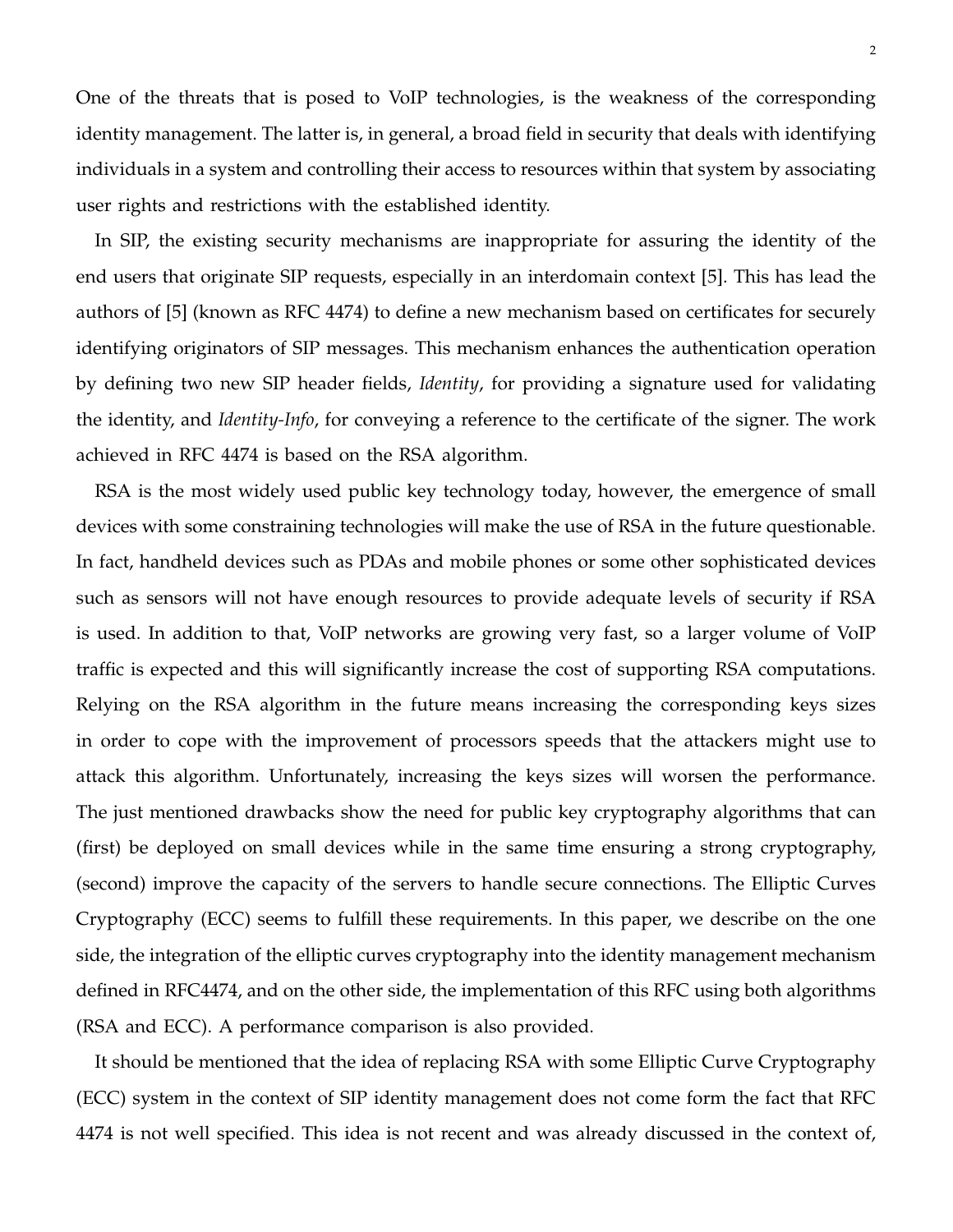One of the threats that is posed to VoIP technologies, is the weakness of the corresponding identity management. The latter is, in general, a broad field in security that deals with identifying individuals in a system and controlling their access to resources within that system by associating user rights and restrictions with the established identity.

In SIP, the existing security mechanisms are inappropriate for assuring the identity of the end users that originate SIP requests, especially in an interdomain context [5]. This has lead the authors of [5] (known as RFC 4474) to define a new mechanism based on certificates for securely identifying originators of SIP messages. This mechanism enhances the authentication operation by defining two new SIP header fields, *Identity*, for providing a signature used for validating the identity, and *Identity-Info*, for conveying a reference to the certificate of the signer. The work achieved in RFC 4474 is based on the RSA algorithm.

RSA is the most widely used public key technology today, however, the emergence of small devices with some constraining technologies will make the use of RSA in the future questionable. In fact, handheld devices such as PDAs and mobile phones or some other sophisticated devices such as sensors will not have enough resources to provide adequate levels of security if RSA is used. In addition to that, VoIP networks are growing very fast, so a larger volume of VoIP traffic is expected and this will significantly increase the cost of supporting RSA computations. Relying on the RSA algorithm in the future means increasing the corresponding keys sizes in order to cope with the improvement of processors speeds that the attackers might use to attack this algorithm. Unfortunately, increasing the keys sizes will worsen the performance. The just mentioned drawbacks show the need for public key cryptography algorithms that can (first) be deployed on small devices while in the same time ensuring a strong cryptography, (second) improve the capacity of the servers to handle secure connections. The Elliptic Curves Cryptography (ECC) seems to fulfill these requirements. In this paper, we describe on the one side, the integration of the elliptic curves cryptography into the identity management mechanism defined in RFC4474, and on the other side, the implementation of this RFC using both algorithms (RSA and ECC). A performance comparison is also provided.

It should be mentioned that the idea of replacing RSA with some Elliptic Curve Cryptography (ECC) system in the context of SIP identity management does not come form the fact that RFC 4474 is not well specified. This idea is not recent and was already discussed in the context of,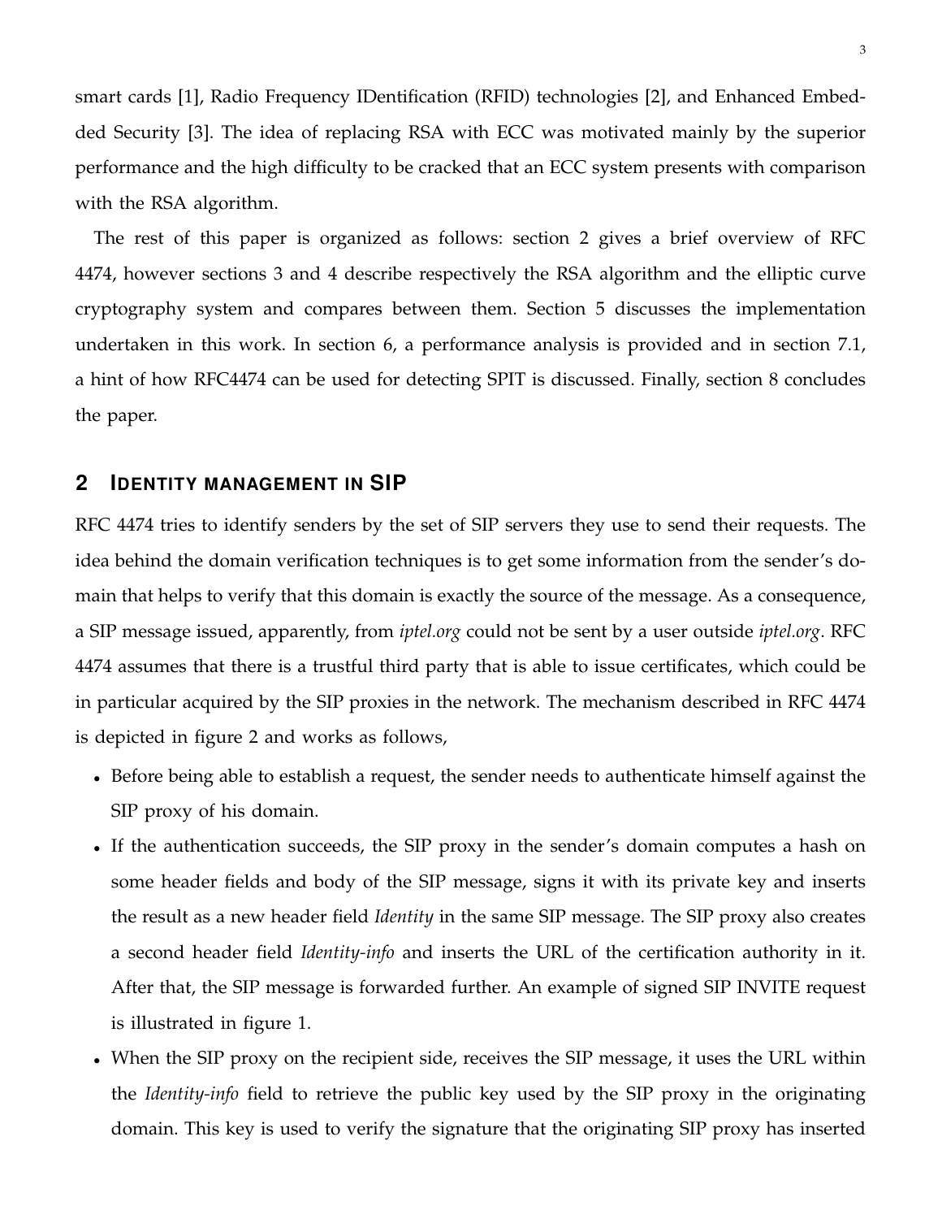smart cards [1], Radio Frequency IDentification (RFID) technologies [2], and Enhanced Embedded Security [3]. The idea of replacing RSA with ECC was motivated mainly by the superior performance and the high difficulty to be cracked that an ECC system presents with comparison with the RSA algorithm.

The rest of this paper is organized as follows: section 2 gives a brief overview of RFC 4474, however sections 3 and 4 describe respectively the RSA algorithm and the elliptic curve cryptography system and compares between them. Section 5 discusses the implementation undertaken in this work. In section 6, a performance analysis is provided and in section 7.1, a hint of how RFC4474 can be used for detecting SPIT is discussed. Finally, section 8 concludes the paper.

## 2 IDENTITY MANAGEMENT IN SIP

RFC 4474 tries to identify senders by the set of SIP servers they use to send their requests. The idea behind the domain verification techniques is to get some information from the sender's domain that helps to verify that this domain is exactly the source of the message. As a consequence, a SIP message issued, apparently, from *iptel.org* could not be sent by a user outside *iptel.org*. RFC 4474 assumes that there is a trustful third party that is able to issue certificates, which could be in particular acquired by the SIP proxies in the network. The mechanism described in RFC 4474 is depicted in figure 2 and works as follows,

- Before being able to establish a request, the sender needs to authenticate himself against the SIP proxy of his domain.
- If the authentication succeeds, the SIP proxy in the sender's domain computes a hash on some header fields and body of the SIP message, signs it with its private key and inserts the result as a new header field *Identity* in the same SIP message. The SIP proxy also creates a second header field *Identity-info* and inserts the URL of the certification authority in it. After that, the SIP message is forwarded further. An example of signed SIP INVITE request is illustrated in figure 1.
- When the SIP proxy on the recipient side, receives the SIP message, it uses the URL within the *Identity-info* field to retrieve the public key used by the SIP proxy in the originating domain. This key is used to verify the signature that the originating SIP proxy has inserted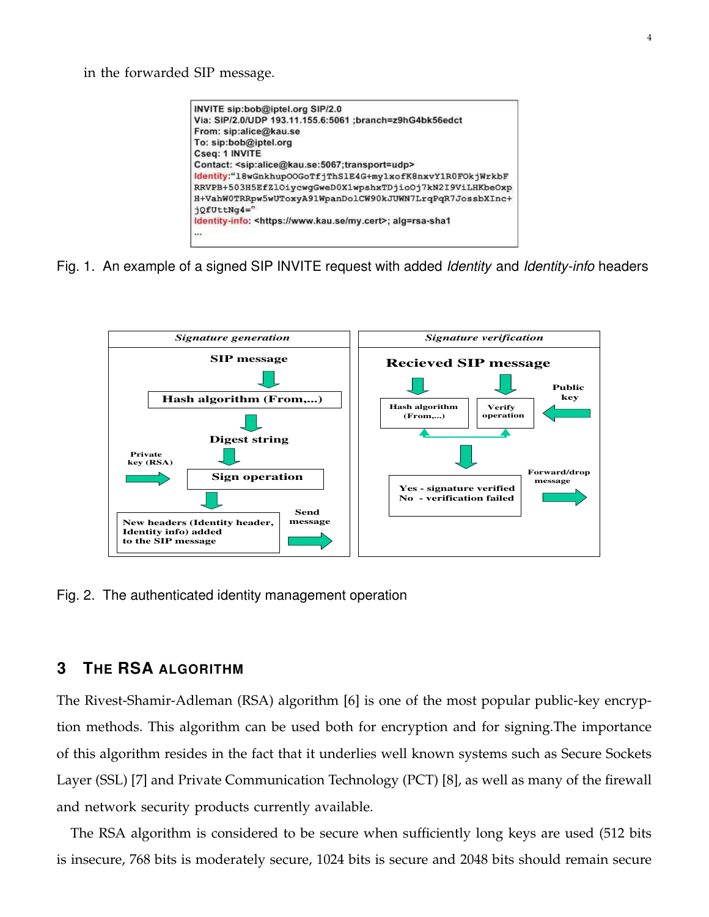in the forwarded SIP message.

```
INVITE sip:bob@iptel.org SIP/2.0
Via: SIP/2.0/UDP 193.11.155.6:5061 ;branch=z9hG4bk56edct
From: sip:alice@kau.se
To: sip:bob@iptel.org
Cseq: 1 INVITE
Contact: <sip:alice@kau.se:5067;transport=udp>
Identity:"l8wGnkhupOOGoTfjThS1E4G+my1xofK8nxvY1R0FOkjWrkbF
RRVPB+503H5EfZlOiycwgGweD0X1wpshxTDjioOj7kN2I9ViLHKbeOxp
H+VahW0TRRpw5wUToxyA91WpanDolCW90kJUWN7LrqPqR7JossbXInc+
jQfUttNg4="
Identity-info: <https://www.kau.se/my.cert>; alg=rsa-sha1
...
```

Fig. 1. An example of a signed SIP INVITE request with added *Identity* and *Identity-info* headers

| *Signature generation* | *Signature verification* |
| --- | --- |
| SIP message → Hash algorithm (From,...) → Digest string → Sign operation (Private key (RSA)) → New headers (Identity header, Identity info) added to the SIP message → Send message | Recieved SIP message → Hash algorithm (From,...) / Verify operation (Public key) → Yes - signature verified / No - verification failed → Forward/drop message |

Fig. 2. The authenticated identity management operation

## 3 The RSA algorithm

The Rivest-Shamir-Adleman (RSA) algorithm [6] is one of the most popular public-key encryption methods. This algorithm can be used both for encryption and for signing.The importance of this algorithm resides in the fact that it underlies well known systems such as Secure Sockets Layer (SSL) [7] and Private Communication Technology (PCT) [8], as well as many of the firewall and network security products currently available.

The RSA algorithm is considered to be secure when sufficiently long keys are used (512 bits is insecure, 768 bits is moderately secure, 1024 bits is secure and 2048 bits should remain secure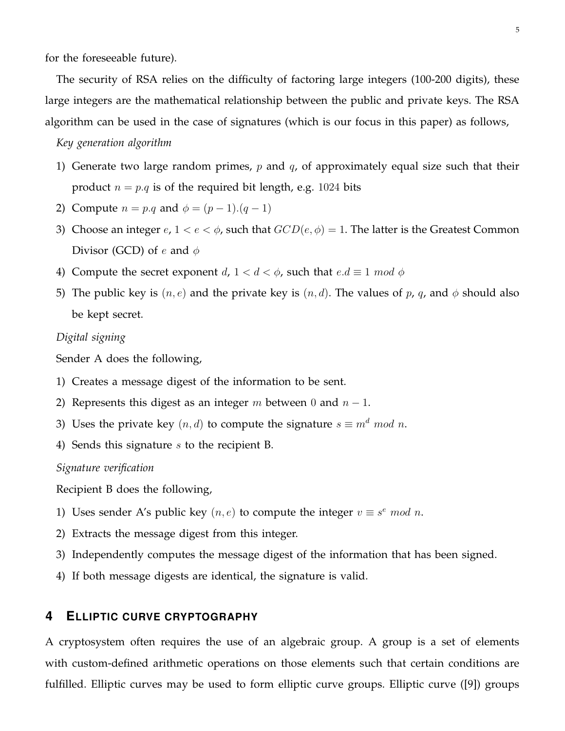for the foreseeable future).

The security of RSA relies on the difficulty of factoring large integers (100-200 digits), these large integers are the mathematical relationship between the public and private keys. The RSA algorithm can be used in the case of signatures (which is our focus in this paper) as follows,

*Key generation algorithm*

1) Generate two large random primes, $p$ and $q$, of approximately equal size such that their product $n = p.q$ is of the required bit length, e.g. $1024$ bits
2) Compute $n = p.q$ and $\phi = (p-1).(q-1)$
3) Choose an integer $e$, $1 < e < \phi$, such that $GCD(e, \phi) = 1$. The latter is the Greatest Common Divisor (GCD) of $e$ and $\phi$
4) Compute the secret exponent $d$, $1 < d < \phi$, such that $e.d \equiv 1 \ mod \ \phi$
5) The public key is $(n, e)$ and the private key is $(n, d)$. The values of $p$, $q$, and $\phi$ should also be kept secret.

*Digital signing*

Sender A does the following,

1) Creates a message digest of the information to be sent.
2) Represents this digest as an integer $m$ between $0$ and $n - 1$.
3) Uses the private key $(n, d)$ to compute the signature $s \equiv m^d \ mod \ n$.
4) Sends this signature $s$ to the recipient B.

*Signature verification*

Recipient B does the following,

1) Uses sender A's public key $(n, e)$ to compute the integer $v \equiv s^e \ mod \ n$.
2) Extracts the message digest from this integer.
3) Independently computes the message digest of the information that has been signed.
4) If both message digests are identical, the signature is valid.

## 4 ELLIPTIC CURVE CRYPTOGRAPHY

A cryptosystem often requires the use of an algebraic group. A group is a set of elements with custom-defined arithmetic operations on those elements such that certain conditions are fulfilled. Elliptic curves may be used to form elliptic curve groups. Elliptic curve ([9]) groups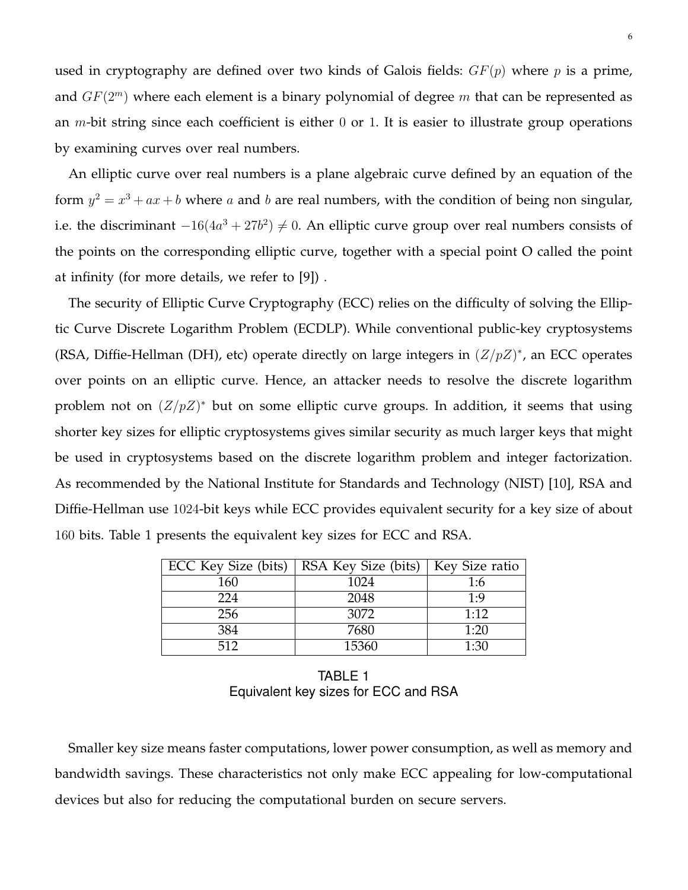used in cryptography are defined over two kinds of Galois fields: $GF(p)$ where $p$ is a prime, and $GF(2^m)$ where each element is a binary polynomial of degree $m$ that can be represented as an $m$-bit string since each coefficient is either $0$ or $1$. It is easier to illustrate group operations by examining curves over real numbers.

An elliptic curve over real numbers is a plane algebraic curve defined by an equation of the form $y^2 = x^3 + ax + b$ where $a$ and $b$ are real numbers, with the condition of being non singular, i.e. the discriminant $-16(4a^3 + 27b^2) \neq 0$. An elliptic curve group over real numbers consists of the points on the corresponding elliptic curve, together with a special point O called the point at infinity (for more details, we refer to [9]) .

The security of Elliptic Curve Cryptography (ECC) relies on the difficulty of solving the Elliptic Curve Discrete Logarithm Problem (ECDLP). While conventional public-key cryptosystems (RSA, Diffie-Hellman (DH), etc) operate directly on large integers in $(Z/pZ)^*$, an ECC operates over points on an elliptic curve. Hence, an attacker needs to resolve the discrete logarithm problem not on $(Z/pZ)^*$ but on some elliptic curve groups. In addition, it seems that using shorter key sizes for elliptic cryptosystems gives similar security as much larger keys that might be used in cryptosystems based on the discrete logarithm problem and integer factorization. As recommended by the National Institute for Standards and Technology (NIST) [10], RSA and Diffie-Hellman use $1024$-bit keys while ECC provides equivalent security for a key size of about $160$ bits. Table 1 presents the equivalent key sizes for ECC and RSA.

| ECC Key Size (bits) | RSA Key Size (bits) | Key Size ratio |
|---|---|---|
| 160 | 1024 | 1:6 |
| 224 | 2048 | 1:9 |
| 256 | 3072 | 1:12 |
| 384 | 7680 | 1:20 |
| 512 | 15360 | 1:30 |

TABLE 1
Equivalent key sizes for ECC and RSA

Smaller key size means faster computations, lower power consumption, as well as memory and bandwidth savings. These characteristics not only make ECC appealing for low-computational devices but also for reducing the computational burden on secure servers.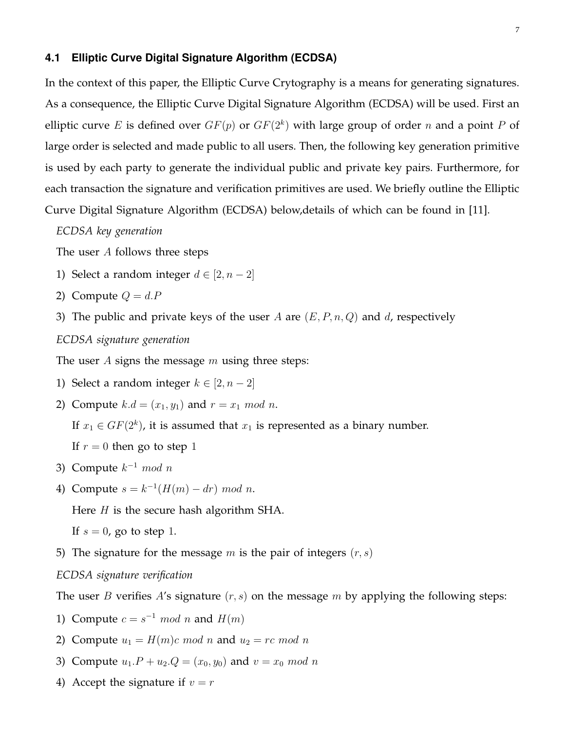### 4.1 Elliptic Curve Digital Signature Algorithm (ECDSA)

In the context of this paper, the Elliptic Curve Crytography is a means for generating signatures. As a consequence, the Elliptic Curve Digital Signature Algorithm (ECDSA) will be used. First an elliptic curve $E$ is defined over $GF(p)$ or $GF(2^k)$ with large group of order $n$ and a point $P$ of large order is selected and made public to all users. Then, the following key generation primitive is used by each party to generate the individual public and private key pairs. Furthermore, for each transaction the signature and verification primitives are used. We briefly outline the Elliptic Curve Digital Signature Algorithm (ECDSA) below,details of which can be found in [11].

*ECDSA key generation*

The user $A$ follows three steps

1) Select a random integer $d \in [2, n-2]$
2) Compute $Q = d.P$
3) The public and private keys of the user $A$ are $(E, P, n, Q)$ and $d$, respectively

*ECDSA signature generation*

The user $A$ signs the message $m$ using three steps:

1) Select a random integer $k \in [2, n-2]$
2) Compute $k.d = (x_1, y_1)$ and $r = x_1 \ mod \ n$.

   If $x_1 \in GF(2^k)$, it is assumed that $x_1$ is represented as a binary number.

   If $r = 0$ then go to step $1$
3) Compute $k^{-1} \ mod \ n$
4) Compute $s = k^{-1}(H(m) - dr) \ mod \ n$.

   Here $H$ is the secure hash algorithm SHA.

   If $s = 0$, go to step $1$.
5) The signature for the message $m$ is the pair of integers $(r, s)$

*ECDSA signature verification*

The user $B$ verifies $A$'s signature $(r, s)$ on the message $m$ by applying the following steps:

1) Compute $c = s^{-1} \ mod \ n$ and $H(m)$
2) Compute $u_1 = H(m)c \ mod \ n$ and $u_2 = rc \ mod \ n$
3) Compute $u_1.P + u_2.Q = (x_0, y_0)$ and $v = x_0 \ mod \ n$
4) Accept the signature if $v = r$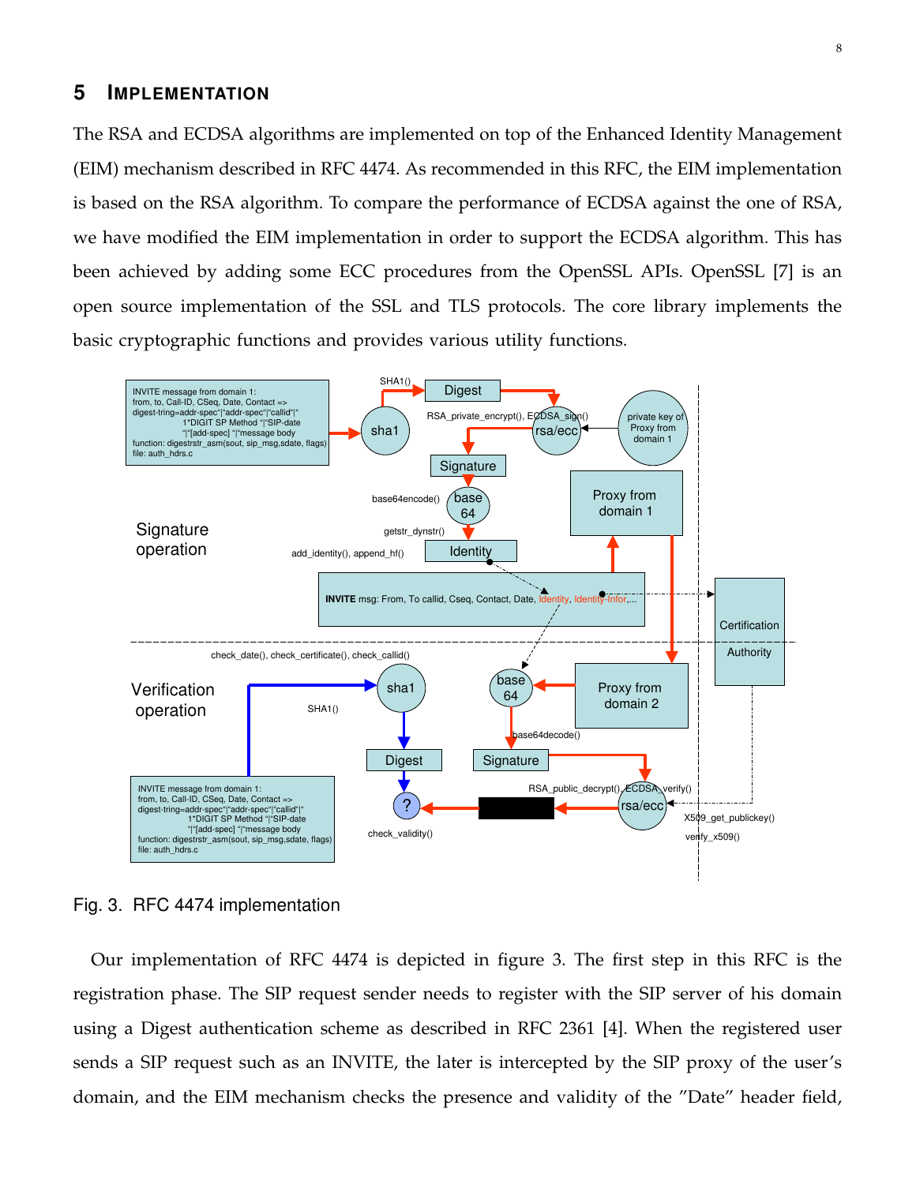## 5 IMPLEMENTATION

The RSA and ECDSA algorithms are implemented on top of the Enhanced Identity Management (EIM) mechanism described in RFC 4474. As recommended in this RFC, the EIM implementation is based on the RSA algorithm. To compare the performance of ECDSA against the one of RSA, we have modified the EIM implementation in order to support the ECDSA algorithm. This has been achieved by adding some ECC procedures from the OpenSSL APIs. OpenSSL [7] is an open source implementation of the SSL and TLS protocols. The core library implements the basic cryptographic functions and provides various utility functions.

Fig. 3. RFC 4474 implementation

Our implementation of RFC 4474 is depicted in figure 3. The first step in this RFC is the registration phase. The SIP request sender needs to register with the SIP server of his domain using a Digest authentication scheme as described in RFC 2361 [4]. When the registered user sends a SIP request such as an INVITE, the later is intercepted by the SIP proxy of the user's domain, and the EIM mechanism checks the presence and validity of the "Date" header field,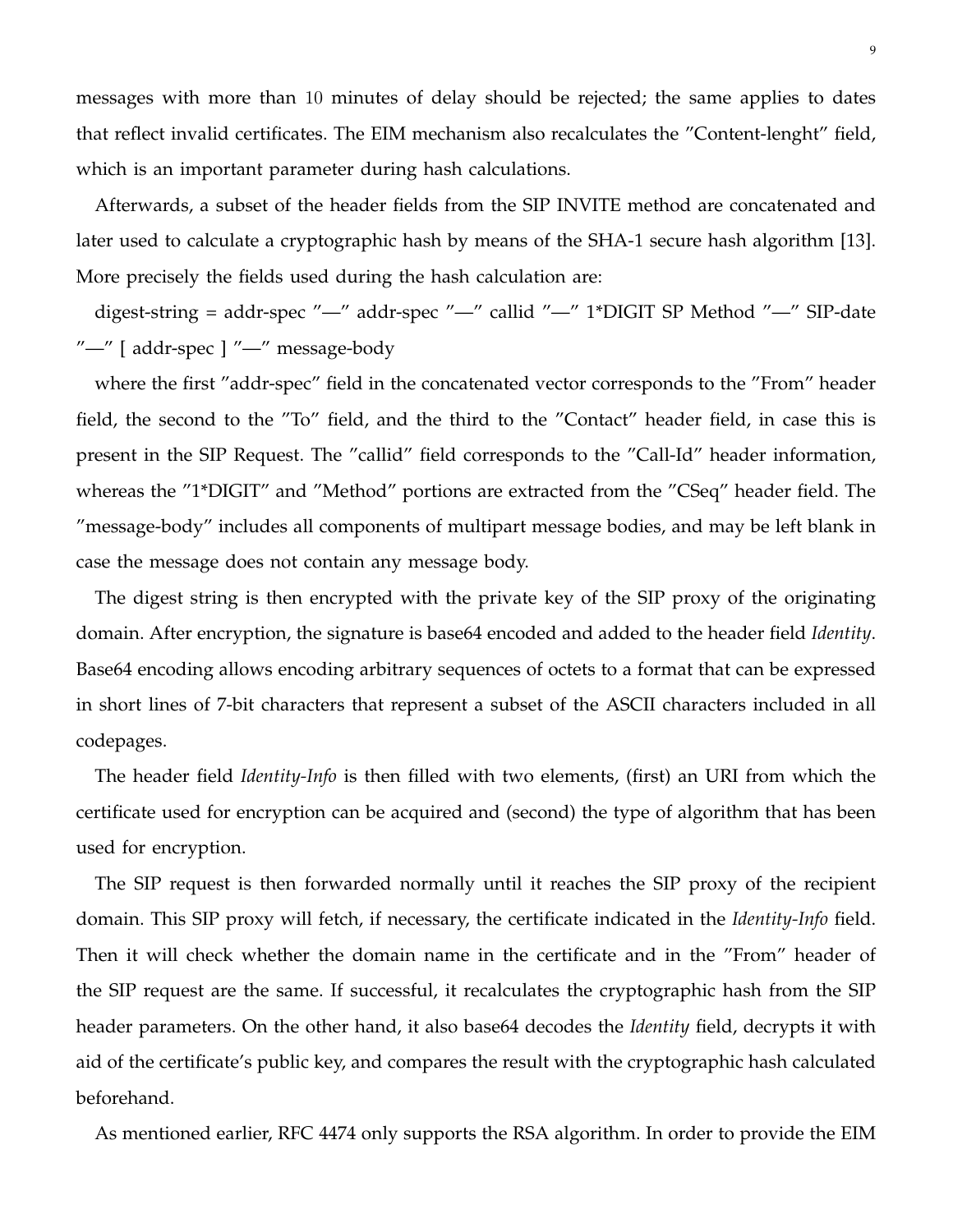messages with more than 10 minutes of delay should be rejected; the same applies to dates that reflect invalid certificates. The EIM mechanism also recalculates the ″Content-lenght″ field, which is an important parameter during hash calculations.

Afterwards, a subset of the header fields from the SIP INVITE method are concatenated and later used to calculate a cryptographic hash by means of the SHA-1 secure hash algorithm [13]. More precisely the fields used during the hash calculation are:

digest-string = addr-spec ″—″ addr-spec ″—″ callid ″—″ 1*DIGIT SP Method ″—″ SIP-date ″—″ [ addr-spec ] ″—″ message-body

where the first ″addr-spec″ field in the concatenated vector corresponds to the ″From″ header field, the second to the ″To″ field, and the third to the ″Contact″ header field, in case this is present in the SIP Request. The ″callid″ field corresponds to the ″Call-Id″ header information, whereas the ″1*DIGIT″ and ″Method″ portions are extracted from the ″CSeq″ header field. The ″message-body″ includes all components of multipart message bodies, and may be left blank in case the message does not contain any message body.

The digest string is then encrypted with the private key of the SIP proxy of the originating domain. After encryption, the signature is base64 encoded and added to the header field *Identity*. Base64 encoding allows encoding arbitrary sequences of octets to a format that can be expressed in short lines of 7-bit characters that represent a subset of the ASCII characters included in all codepages.

The header field *Identity-Info* is then filled with two elements, (first) an URI from which the certificate used for encryption can be acquired and (second) the type of algorithm that has been used for encryption.

The SIP request is then forwarded normally until it reaches the SIP proxy of the recipient domain. This SIP proxy will fetch, if necessary, the certificate indicated in the *Identity-Info* field. Then it will check whether the domain name in the certificate and in the ″From″ header of the SIP request are the same. If successful, it recalculates the cryptographic hash from the SIP header parameters. On the other hand, it also base64 decodes the *Identity* field, decrypts it with aid of the certificate's public key, and compares the result with the cryptographic hash calculated beforehand.

As mentioned earlier, RFC 4474 only supports the RSA algorithm. In order to provide the EIM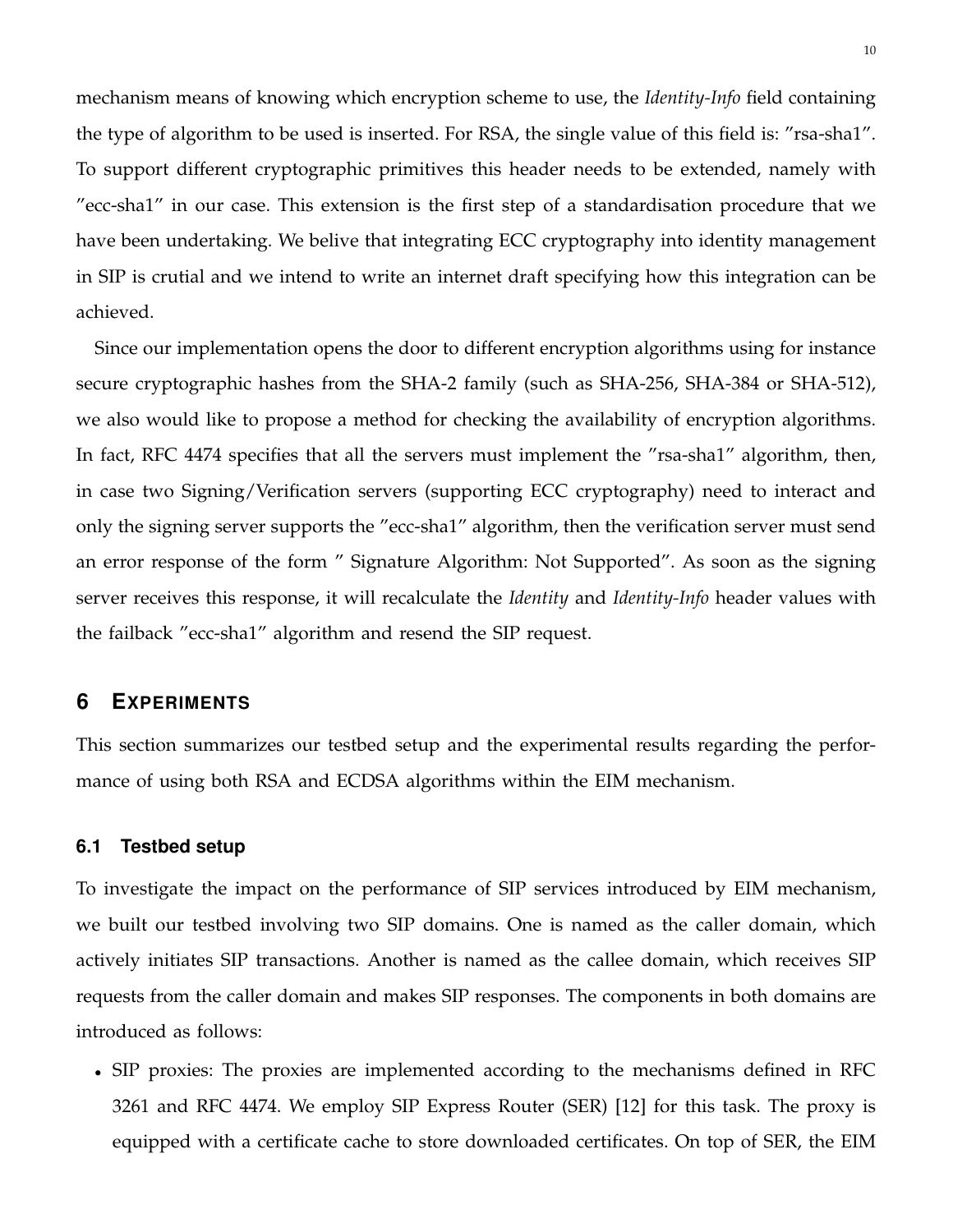mechanism means of knowing which encryption scheme to use, the *Identity-Info* field containing the type of algorithm to be used is inserted. For RSA, the single value of this field is: ”rsa-sha1”. To support different cryptographic primitives this header needs to be extended, namely with ”ecc-sha1” in our case. This extension is the first step of a standardisation procedure that we have been undertaking. We belive that integrating ECC cryptography into identity management in SIP is crutial and we intend to write an internet draft specifying how this integration can be achieved.

Since our implementation opens the door to different encryption algorithms using for instance secure cryptographic hashes from the SHA-2 family (such as SHA-256, SHA-384 or SHA-512), we also would like to propose a method for checking the availability of encryption algorithms. In fact, RFC 4474 specifies that all the servers must implement the ”rsa-sha1” algorithm, then, in case two Signing/Verification servers (supporting ECC cryptography) need to interact and only the signing server supports the ”ecc-sha1” algorithm, then the verification server must send an error response of the form ” Signature Algorithm: Not Supported”. As soon as the signing server receives this response, it will recalculate the *Identity* and *Identity-Info* header values with the failback ”ecc-sha1” algorithm and resend the SIP request.

## 6 Experiments

This section summarizes our testbed setup and the experimental results regarding the performance of using both RSA and ECDSA algorithms within the EIM mechanism.

### 6.1 Testbed setup

To investigate the impact on the performance of SIP services introduced by EIM mechanism, we built our testbed involving two SIP domains. One is named as the caller domain, which actively initiates SIP transactions. Another is named as the callee domain, which receives SIP requests from the caller domain and makes SIP responses. The components in both domains are introduced as follows:

- SIP proxies: The proxies are implemented according to the mechanisms defined in RFC 3261 and RFC 4474. We employ SIP Express Router (SER) [12] for this task. The proxy is equipped with a certificate cache to store downloaded certificates. On top of SER, the EIM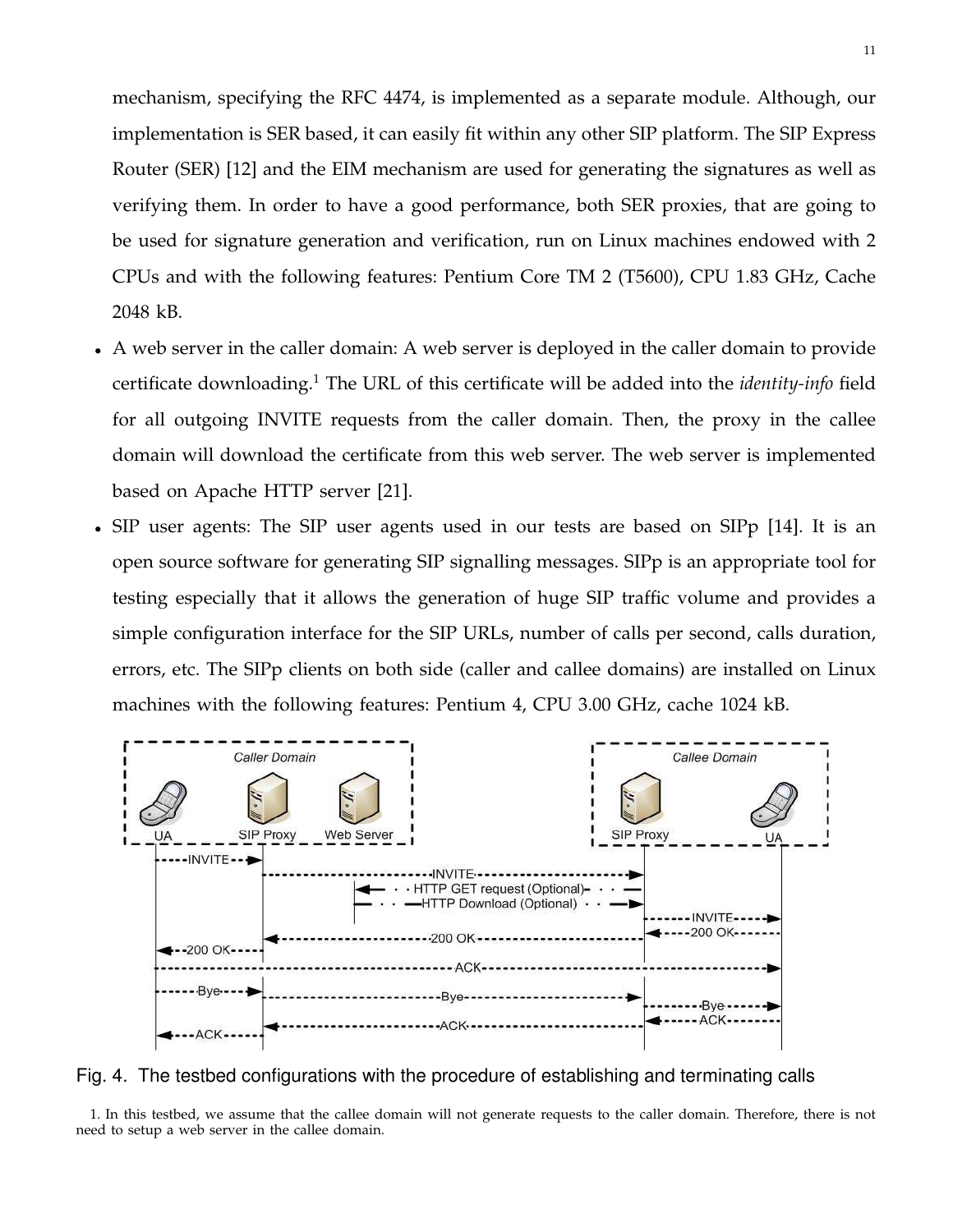mechanism, specifying the RFC 4474, is implemented as a separate module. Although, our implementation is SER based, it can easily fit within any other SIP platform. The SIP Express Router (SER) [12] and the EIM mechanism are used for generating the signatures as well as verifying them. In order to have a good performance, both SER proxies, that are going to be used for signature generation and verification, run on Linux machines endowed with 2 CPUs and with the following features: Pentium Core TM 2 (T5600), CPU 1.83 GHz, Cache 2048 kB.

- A web server in the caller domain: A web server is deployed in the caller domain to provide certificate downloading.[1] The URL of this certificate will be added into the *identity-info* field for all outgoing INVITE requests from the caller domain. Then, the proxy in the callee domain will download the certificate from this web server. The web server is implemented based on Apache HTTP server [21].
- SIP user agents: The SIP user agents used in our tests are based on SIPp [14]. It is an open source software for generating SIP signalling messages. SIPp is an appropriate tool for testing especially that it allows the generation of huge SIP traffic volume and provides a simple configuration interface for the SIP URLs, number of calls per second, calls duration, errors, etc. The SIPp clients on both side (caller and callee domains) are installed on Linux machines with the following features: Pentium 4, CPU 3.00 GHz, cache 1024 kB.

Fig. 4. The testbed configurations with the procedure of establishing and terminating calls

1. In this testbed, we assume that the callee domain will not generate requests to the caller domain. Therefore, there is not need to setup a web server in the callee domain.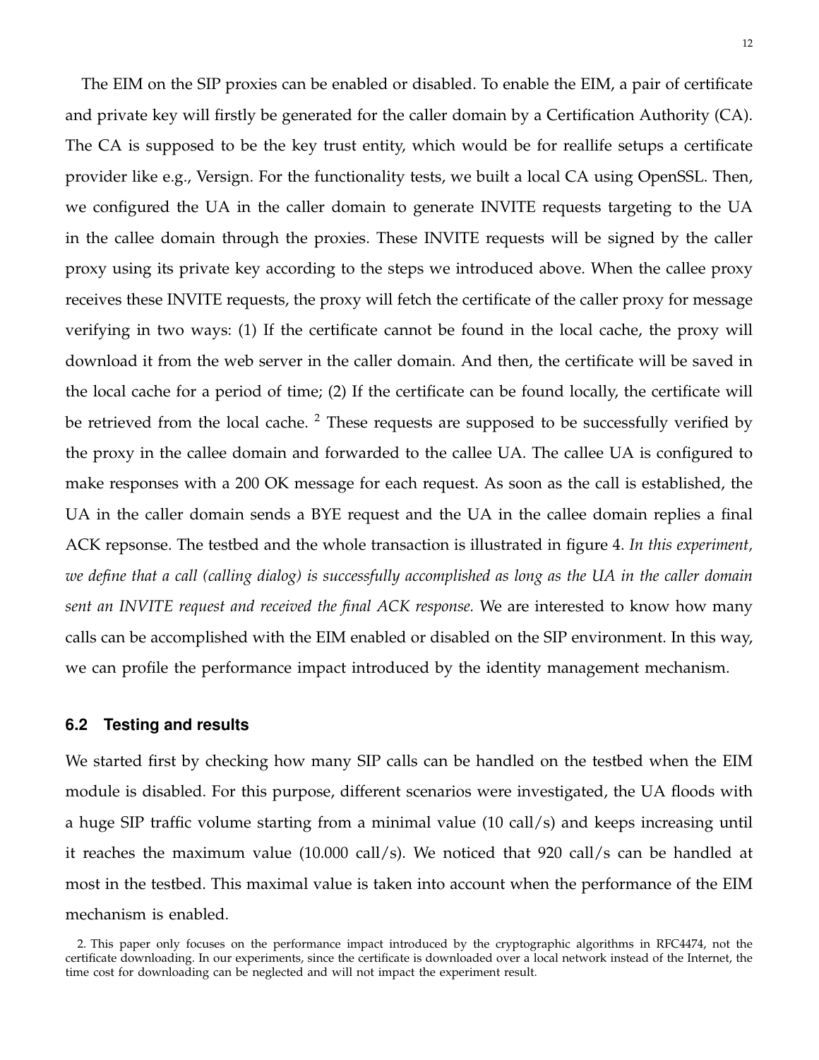The EIM on the SIP proxies can be enabled or disabled. To enable the EIM, a pair of certificate and private key will firstly be generated for the caller domain by a Certification Authority (CA). The CA is supposed to be the key trust entity, which would be for reallife setups a certificate provider like e.g., Versign. For the functionality tests, we built a local CA using OpenSSL. Then, we configured the UA in the caller domain to generate INVITE requests targeting to the UA in the callee domain through the proxies. These INVITE requests will be signed by the caller proxy using its private key according to the steps we introduced above. When the callee proxy receives these INVITE requests, the proxy will fetch the certificate of the caller proxy for message verifying in two ways: (1) If the certificate cannot be found in the local cache, the proxy will download it from the web server in the caller domain. And then, the certificate will be saved in the local cache for a period of time; (2) If the certificate can be found locally, the certificate will be retrieved from the local cache. [2] These requests are supposed to be successfully verified by the proxy in the callee domain and forwarded to the callee UA. The callee UA is configured to make responses with a 200 OK message for each request. As soon as the call is established, the UA in the caller domain sends a BYE request and the UA in the callee domain replies a final ACK repsonse. The testbed and the whole transaction is illustrated in figure 4. *In this experiment, we define that a call (calling dialog) is successfully accomplished as long as the UA in the caller domain sent an INVITE request and received the final ACK response.* We are interested to know how many calls can be accomplished with the EIM enabled or disabled on the SIP environment. In this way, we can profile the performance impact introduced by the identity management mechanism.

### 6.2 Testing and results

We started first by checking how many SIP calls can be handled on the testbed when the EIM module is disabled. For this purpose, different scenarios were investigated, the UA floods with a huge SIP traffic volume starting from a minimal value (10 call/s) and keeps increasing until it reaches the maximum value (10.000 call/s). We noticed that 920 call/s can be handled at most in the testbed. This maximal value is taken into account when the performance of the EIM mechanism is enabled.

2. This paper only focuses on the performance impact introduced by the cryptographic algorithms in RFC4474, not the certificate downloading. In our experiments, since the certificate is downloaded over a local network instead of the Internet, the time cost for downloading can be neglected and will not impact the experiment result.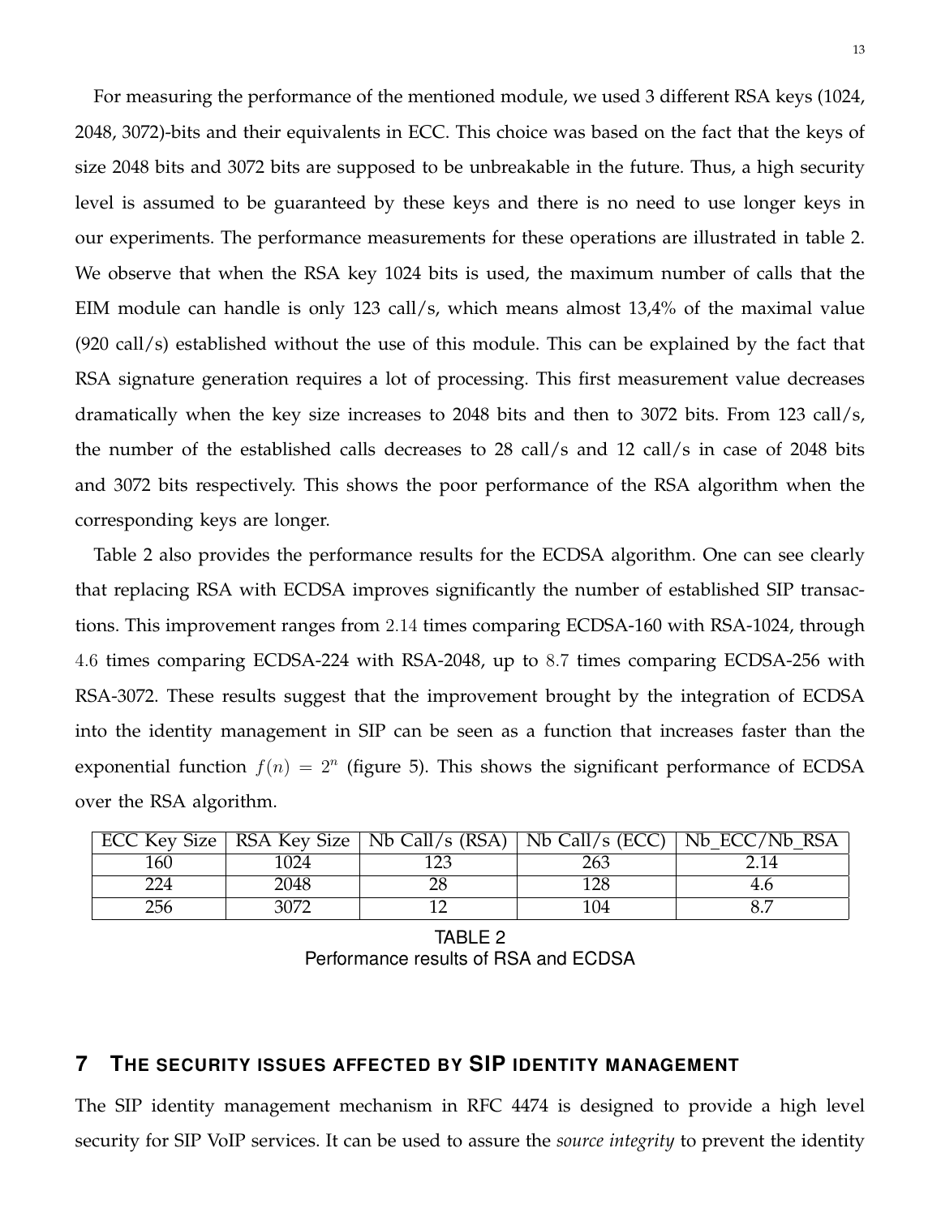For measuring the performance of the mentioned module, we used 3 different RSA keys (1024, 2048, 3072)-bits and their equivalents in ECC. This choice was based on the fact that the keys of size 2048 bits and 3072 bits are supposed to be unbreakable in the future. Thus, a high security level is assumed to be guaranteed by these keys and there is no need to use longer keys in our experiments. The performance measurements for these operations are illustrated in table 2. We observe that when the RSA key 1024 bits is used, the maximum number of calls that the EIM module can handle is only 123 call/s, which means almost 13,4% of the maximal value (920 call/s) established without the use of this module. This can be explained by the fact that RSA signature generation requires a lot of processing. This first measurement value decreases dramatically when the key size increases to 2048 bits and then to 3072 bits. From 123 call/s, the number of the established calls decreases to 28 call/s and 12 call/s in case of 2048 bits and 3072 bits respectively. This shows the poor performance of the RSA algorithm when the corresponding keys are longer.

Table 2 also provides the performance results for the ECDSA algorithm. One can see clearly that replacing RSA with ECDSA improves significantly the number of established SIP transactions. This improvement ranges from $2.14$ times comparing ECDSA-160 with RSA-1024, through $4.6$ times comparing ECDSA-224 with RSA-2048, up to $8.7$ times comparing ECDSA-256 with RSA-3072. These results suggest that the improvement brought by the integration of ECDSA into the identity management in SIP can be seen as a function that increases faster than the exponential function $f(n) = 2^n$ (figure 5). This shows the significant performance of ECDSA over the RSA algorithm.

| ECC Key Size | RSA Key Size | Nb Call/s (RSA) | Nb Call/s (ECC) | Nb_ECC/Nb_RSA |
|---|---|---|---|---|
| 160 | 1024 | 123 | 263 | 2.14 |
| 224 | 2048 | 28 | 128 | 4.6 |
| 256 | 3072 | 12 | 104 | 8.7 |

TABLE 2
Performance results of RSA and ECDSA

## 7 THE SECURITY ISSUES AFFECTED BY SIP IDENTITY MANAGEMENT

The SIP identity management mechanism in RFC 4474 is designed to provide a high level security for SIP VoIP services. It can be used to assure the *source integrity* to prevent the identity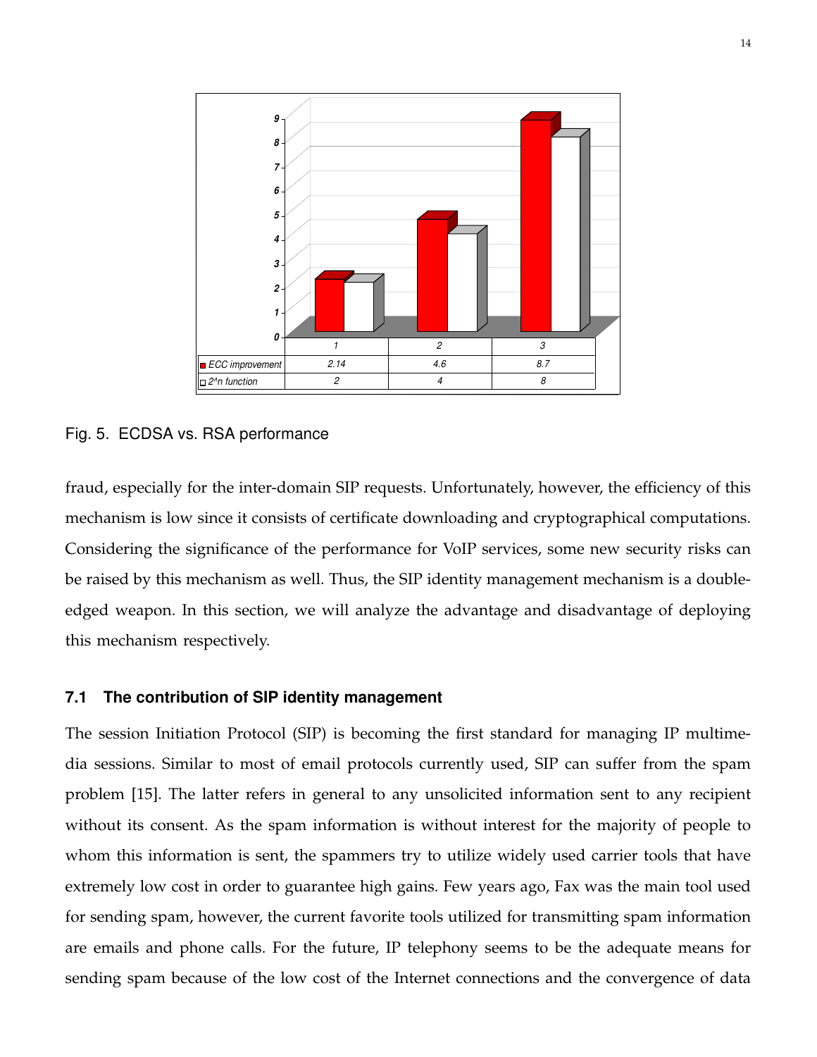|  | 1 | 2 | 3 |
| --- | --- | --- | --- |
| ECC improvement | 2.14 | 4.6 | 8.7 |
| 2^n function | 2 | 4 | 8 |

Fig. 5. ECDSA vs. RSA performance

fraud, especially for the inter-domain SIP requests. Unfortunately, however, the efficiency of this mechanism is low since it consists of certificate downloading and cryptographical computations. Considering the significance of the performance for VoIP services, some new security risks can be raised by this mechanism as well. Thus, the SIP identity management mechanism is a double-edged weapon. In this section, we will analyze the advantage and disadvantage of deploying this mechanism respectively.

### 7.1 The contribution of SIP identity management

The session Initiation Protocol (SIP) is becoming the first standard for managing IP multimedia sessions. Similar to most of email protocols currently used, SIP can suffer from the spam problem [15]. The latter refers in general to any unsolicited information sent to any recipient without its consent. As the spam information is without interest for the majority of people to whom this information is sent, the spammers try to utilize widely used carrier tools that have extremely low cost in order to guarantee high gains. Few years ago, Fax was the main tool used for sending spam, however, the current favorite tools utilized for transmitting spam information are emails and phone calls. For the future, IP telephony seems to be the adequate means for sending spam because of the low cost of the Internet connections and the convergence of data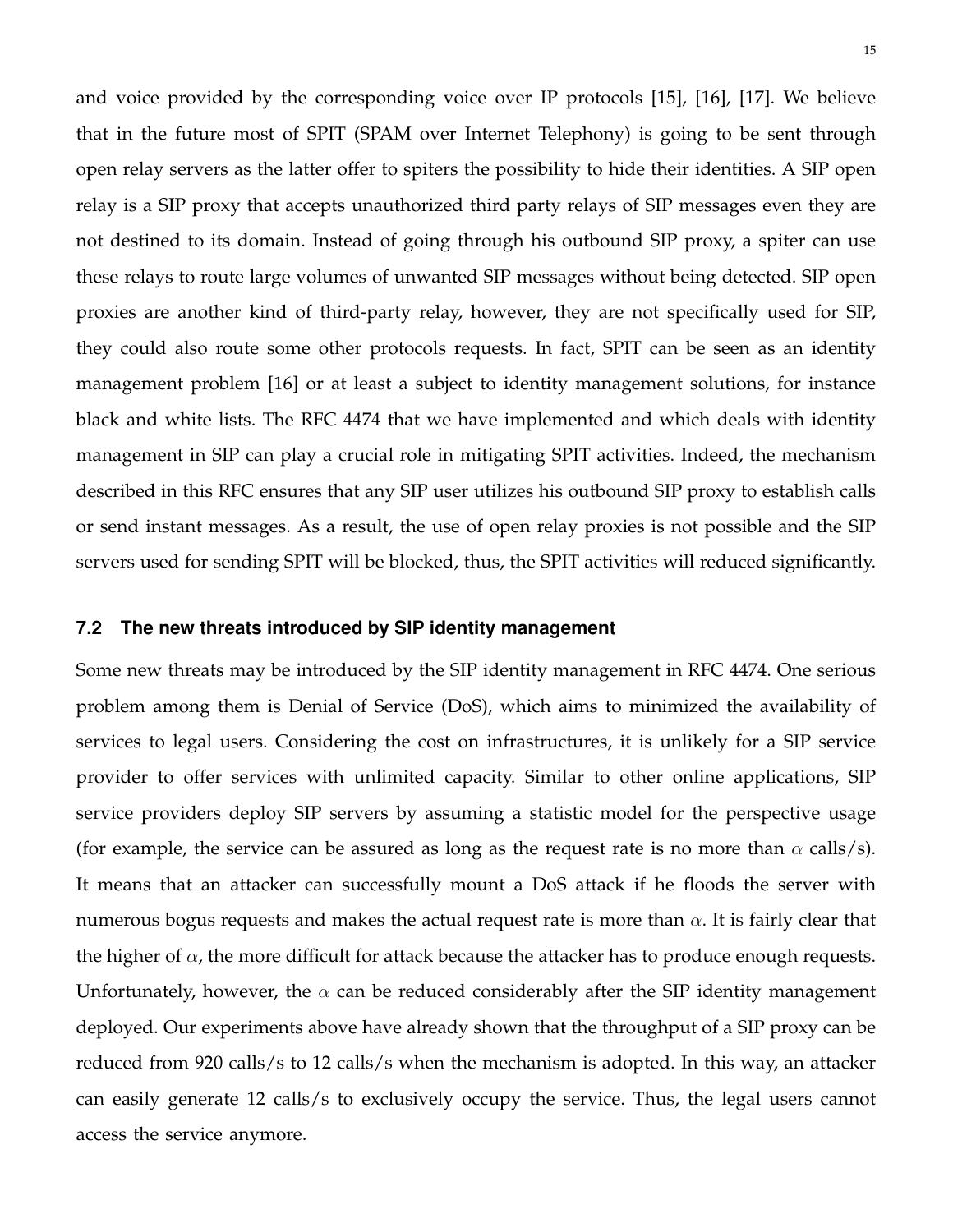and voice provided by the corresponding voice over IP protocols [15], [16], [17]. We believe that in the future most of SPIT (SPAM over Internet Telephony) is going to be sent through open relay servers as the latter offer to spiters the possibility to hide their identities. A SIP open relay is a SIP proxy that accepts unauthorized third party relays of SIP messages even they are not destined to its domain. Instead of going through his outbound SIP proxy, a spiter can use these relays to route large volumes of unwanted SIP messages without being detected. SIP open proxies are another kind of third-party relay, however, they are not specifically used for SIP, they could also route some other protocols requests. In fact, SPIT can be seen as an identity management problem [16] or at least a subject to identity management solutions, for instance black and white lists. The RFC 4474 that we have implemented and which deals with identity management in SIP can play a crucial role in mitigating SPIT activities. Indeed, the mechanism described in this RFC ensures that any SIP user utilizes his outbound SIP proxy to establish calls or send instant messages. As a result, the use of open relay proxies is not possible and the SIP servers used for sending SPIT will be blocked, thus, the SPIT activities will reduced significantly.

### 7.2 The new threats introduced by SIP identity management

Some new threats may be introduced by the SIP identity management in RFC 4474. One serious problem among them is Denial of Service (DoS), which aims to minimized the availability of services to legal users. Considering the cost on infrastructures, it is unlikely for a SIP service provider to offer services with unlimited capacity. Similar to other online applications, SIP service providers deploy SIP servers by assuming a statistic model for the perspective usage (for example, the service can be assured as long as the request rate is no more than $\alpha$ calls/s). It means that an attacker can successfully mount a DoS attack if he floods the server with numerous bogus requests and makes the actual request rate is more than $\alpha$. It is fairly clear that the higher of $\alpha$, the more difficult for attack because the attacker has to produce enough requests. Unfortunately, however, the $\alpha$ can be reduced considerably after the SIP identity management deployed. Our experiments above have already shown that the throughput of a SIP proxy can be reduced from 920 calls/s to 12 calls/s when the mechanism is adopted. In this way, an attacker can easily generate 12 calls/s to exclusively occupy the service. Thus, the legal users cannot access the service anymore.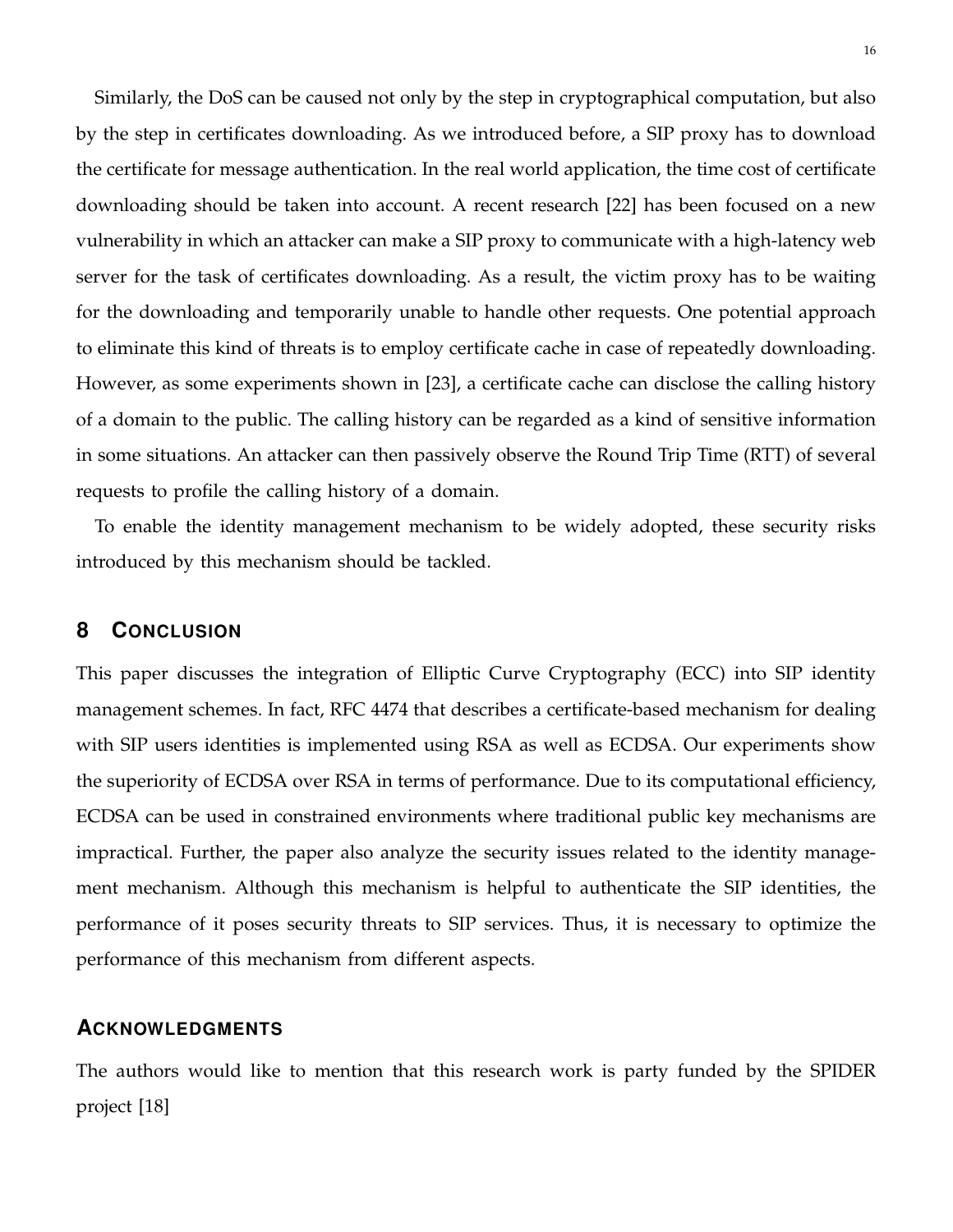Similarly, the DoS can be caused not only by the step in cryptographical computation, but also by the step in certificates downloading. As we introduced before, a SIP proxy has to download the certificate for message authentication. In the real world application, the time cost of certificate downloading should be taken into account. A recent research [22] has been focused on a new vulnerability in which an attacker can make a SIP proxy to communicate with a high-latency web server for the task of certificates downloading. As a result, the victim proxy has to be waiting for the downloading and temporarily unable to handle other requests. One potential approach to eliminate this kind of threats is to employ certificate cache in case of repeatedly downloading. However, as some experiments shown in [23], a certificate cache can disclose the calling history of a domain to the public. The calling history can be regarded as a kind of sensitive information in some situations. An attacker can then passively observe the Round Trip Time (RTT) of several requests to profile the calling history of a domain.

To enable the identity management mechanism to be widely adopted, these security risks introduced by this mechanism should be tackled.

## 8 Conclusion

This paper discusses the integration of Elliptic Curve Cryptography (ECC) into SIP identity management schemes. In fact, RFC 4474 that describes a certificate-based mechanism for dealing with SIP users identities is implemented using RSA as well as ECDSA. Our experiments show the superiority of ECDSA over RSA in terms of performance. Due to its computational efficiency, ECDSA can be used in constrained environments where traditional public key mechanisms are impractical. Further, the paper also analyze the security issues related to the identity management mechanism. Although this mechanism is helpful to authenticate the SIP identities, the performance of it poses security threats to SIP services. Thus, it is necessary to optimize the performance of this mechanism from different aspects.

## Acknowledgments

The authors would like to mention that this research work is party funded by the SPIDER project [18]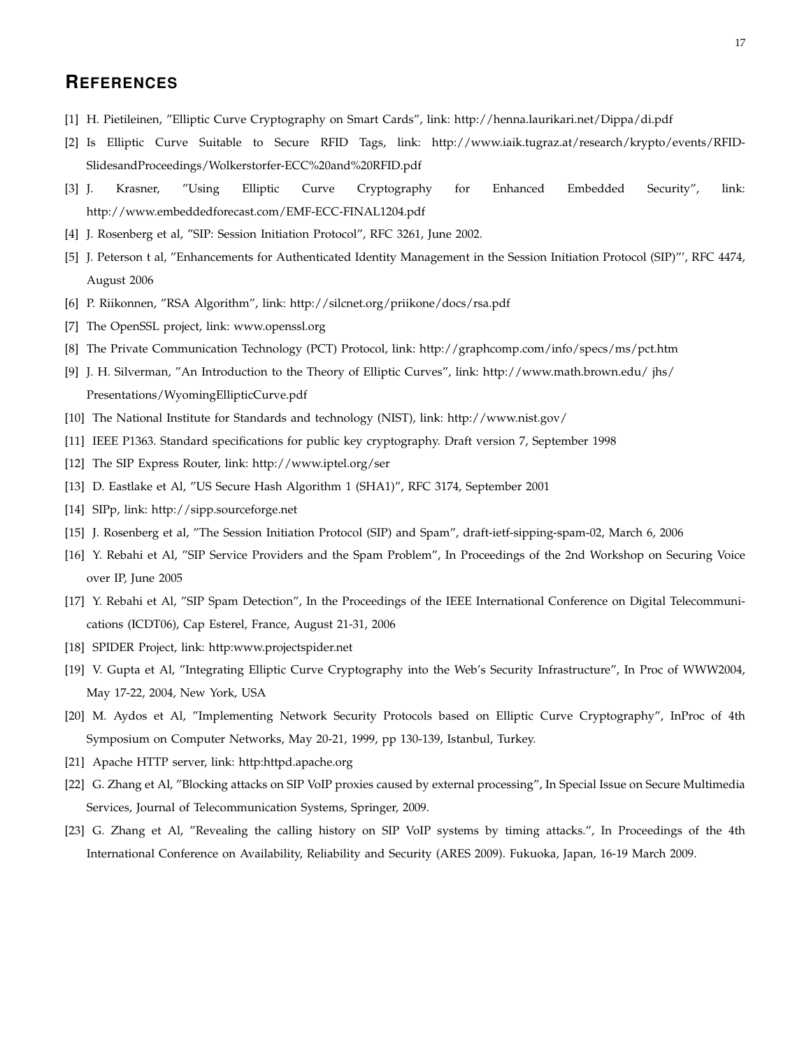## REFERENCES

[1] H. Pietileinen, ”Elliptic Curve Cryptography on Smart Cards”, link: http://henna.laurikari.net/Dippa/di.pdf

[2] Is Elliptic Curve Suitable to Secure RFID Tags, link: http://www.iaik.tugraz.at/research/krypto/events/RFID-SlidesandProceedings/Wolkerstorfer-ECC%20and%20RFID.pdf

[3] J. Krasner, ”Using Elliptic Curve Cryptography for Enhanced Embedded Security”, link: http://www.embeddedforecast.com/EMF-ECC-FINAL1204.pdf

[4] J. Rosenberg et al, ”SIP: Session Initiation Protocol”, RFC 3261, June 2002.

[5] J. Peterson t al, ”Enhancements for Authenticated Identity Management in the Session Initiation Protocol (SIP)”', RFC 4474, August 2006

[6] P. Riikonnen, ”RSA Algorithm”, link: http://silcnet.org/priikone/docs/rsa.pdf

[7] The OpenSSL project, link: www.openssl.org

[8] The Private Communication Technology (PCT) Protocol, link: http://graphcomp.com/info/specs/ms/pct.htm

[9] J. H. Silverman, ”An Introduction to the Theory of Elliptic Curves”, link: http://www.math.brown.edu/ jhs/ Presentations/WyomingEllipticCurve.pdf

[10] The National Institute for Standards and technology (NIST), link: http://www.nist.gov/

[11] IEEE P1363. Standard specifications for public key cryptography. Draft version 7, September 1998

[12] The SIP Express Router, link: http://www.iptel.org/ser

[13] D. Eastlake et Al, ”US Secure Hash Algorithm 1 (SHA1)”, RFC 3174, September 2001

[14] SIPp, link: http://sipp.sourceforge.net

[15] J. Rosenberg et al, ”The Session Initiation Protocol (SIP) and Spam”, draft-ietf-sipping-spam-02, March 6, 2006

[16] Y. Rebahi et Al, ”SIP Service Providers and the Spam Problem”, In Proceedings of the 2nd Workshop on Securing Voice over IP, June 2005

[17] Y. Rebahi et Al, ”SIP Spam Detection”, In the Proceedings of the IEEE International Conference on Digital Telecommunications (ICDT06), Cap Esterel, France, August 21-31, 2006

[18] SPIDER Project, link: http:www.projectspider.net

[19] V. Gupta et Al, ”Integrating Elliptic Curve Cryptography into the Web's Security Infrastructure”, In Proc of WWW2004, May 17-22, 2004, New York, USA

[20] M. Aydos et Al, ”Implementing Network Security Protocols based on Elliptic Curve Cryptography”, InProc of 4th Symposium on Computer Networks, May 20-21, 1999, pp 130-139, Istanbul, Turkey.

[21] Apache HTTP server, link: http:httpd.apache.org

[22] G. Zhang et Al, ”Blocking attacks on SIP VoIP proxies caused by external processing”, In Special Issue on Secure Multimedia Services, Journal of Telecommunication Systems, Springer, 2009.

[23] G. Zhang et Al, ”Revealing the calling history on SIP VoIP systems by timing attacks.”, In Proceedings of the 4th International Conference on Availability, Reliability and Security (ARES 2009). Fukuoka, Japan, 16-19 March 2009.